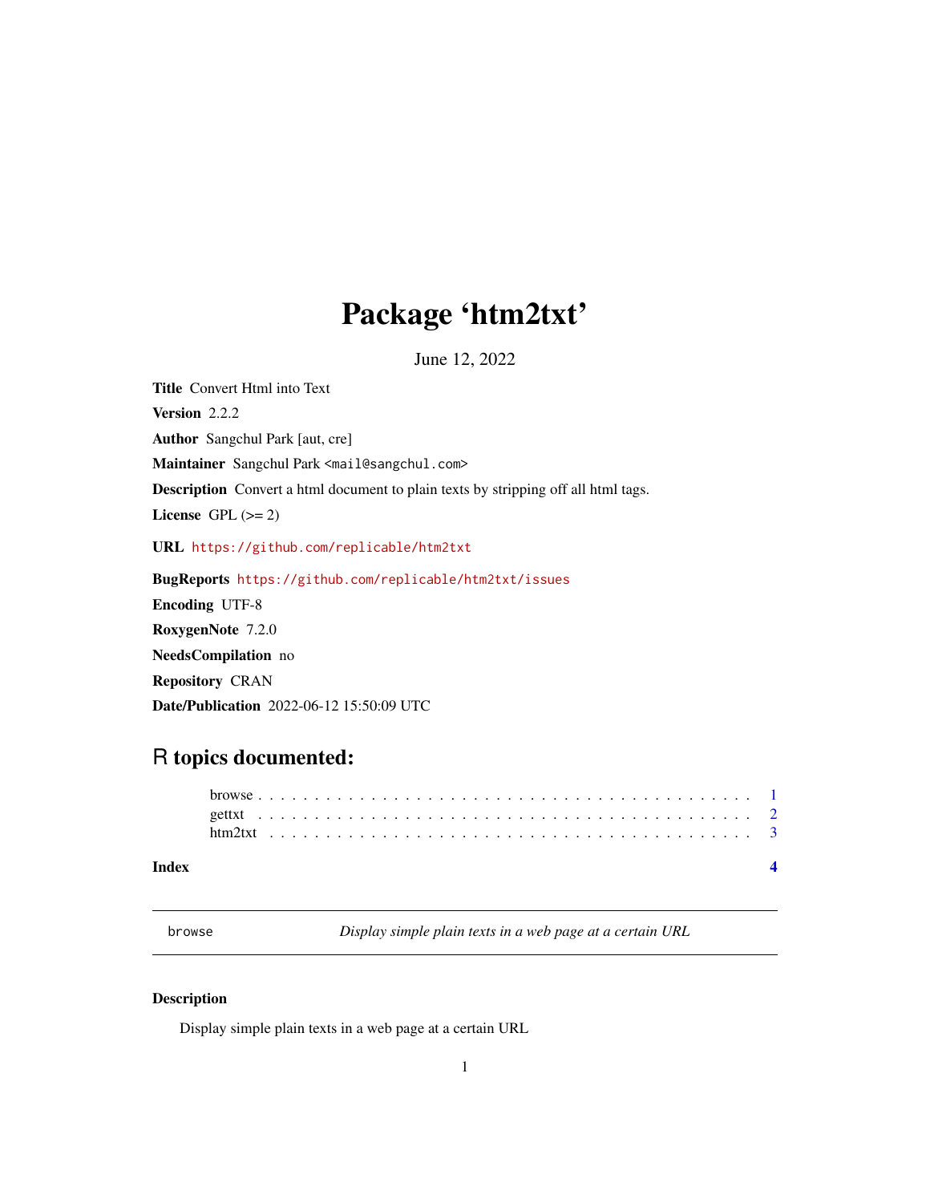# Package 'htm2txt'

June 12, 2022

**Title** Convert Html into Text

**Version** 2.2.2

**Author** Sangchul Park [aut, cre]

**Maintainer** Sangchul Park <mail@sangchul.com>

**Description** Convert a html document to plain texts by stripping off all html tags.

**License** GPL (>= 2)

**URL** https://github.com/replicable/htm2txt

**BugReports** https://github.com/replicable/htm2txt/issues

**Encoding** UTF-8

**RoxygenNote** 7.2.0

**NeedsCompilation** no

**Repository** CRAN

**Date/Publication** 2022-06-12 15:50:09 UTC

## R topics documented:

- browse . . . . . . . . . . . . . . . . . . . . . . . . . . . . . . . . . . . . . . . . . 1
- gettxt . . . . . . . . . . . . . . . . . . . . . . . . . . . . . . . . . . . . . . . . . 2
- htm2txt . . . . . . . . . . . . . . . . . . . . . . . . . . . . . . . . . . . . . . . . . 3

**Index** **4**

---

`browse` *Display simple plain texts in a web page at a certain URL*

---

### Description

Display simple plain texts in a web page at a certain URL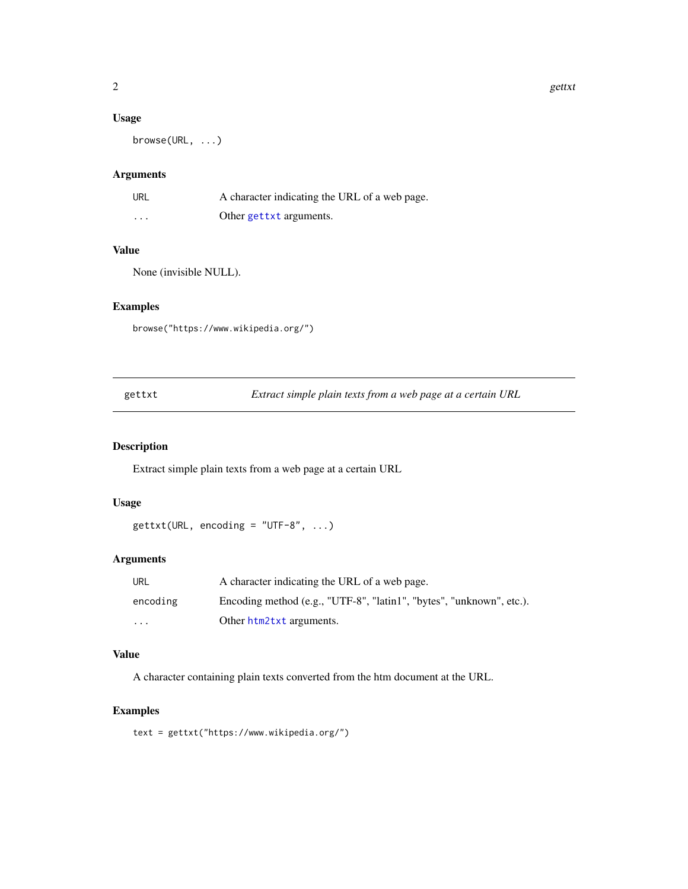### Usage

```
browse(URL, ...)
```

### Arguments

| | |
|---|---|
| URL | A character indicating the URL of a web page. |
| ... | Other gettxt arguments. |

### Value

None (invisible NULL).

### Examples

```
browse("https://www.wikipedia.org/")
```

---

## gettxt — *Extract simple plain texts from a web page at a certain URL*

### Description

Extract simple plain texts from a web page at a certain URL

### Usage

```
gettxt(URL, encoding = "UTF-8", ...)
```

### Arguments

| | |
|---|---|
| URL | A character indicating the URL of a web page. |
| encoding | Encoding method (e.g., "UTF-8", "latin1", "bytes", "unknown", etc.). |
| ... | Other htm2txt arguments. |

### Value

A character containing plain texts converted from the htm document at the URL.

### Examples

```
text = gettxt("https://www.wikipedia.org/")
```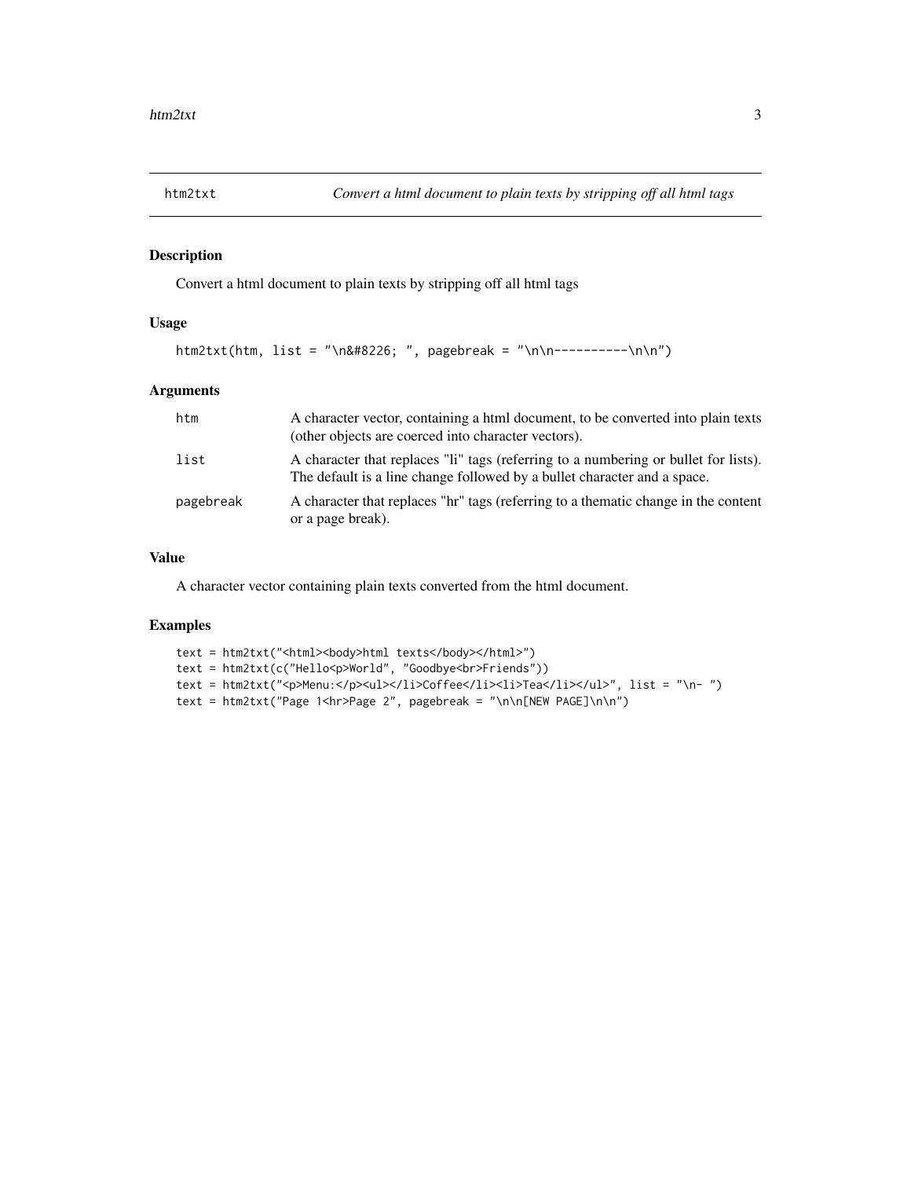## htm2txt — *Convert a html document to plain texts by stripping off all html tags*

### Description

Convert a html document to plain texts by stripping off all html tags

### Usage

```
htm2txt(htm, list = "\n&#8226; ", pagebreak = "\n\n----------\n\n")
```

### Arguments

| | |
|---|---|
| htm | A character vector, containing a html document, to be converted into plain texts (other objects are coerced into character vectors). |
| list | A character that replaces "li" tags (referring to a numbering or bullet for lists). The default is a line change followed by a bullet character and a space. |
| pagebreak | A character that replaces "hr" tags (referring to a thematic change in the content or a page break). |

### Value

A character vector containing plain texts converted from the html document.

### Examples

```
text = htm2txt("<html><body>html texts</body></html>")
text = htm2txt(c("Hello<p>World", "Goodbye<br>Friends"))
text = htm2txt("<p>Menu:</p><ul></li>Coffee</li><li>Tea</li></ul>", list = "\n- ")
text = htm2txt("Page 1<hr>Page 2", pagebreak = "\n\n[NEW PAGE]\n\n")
```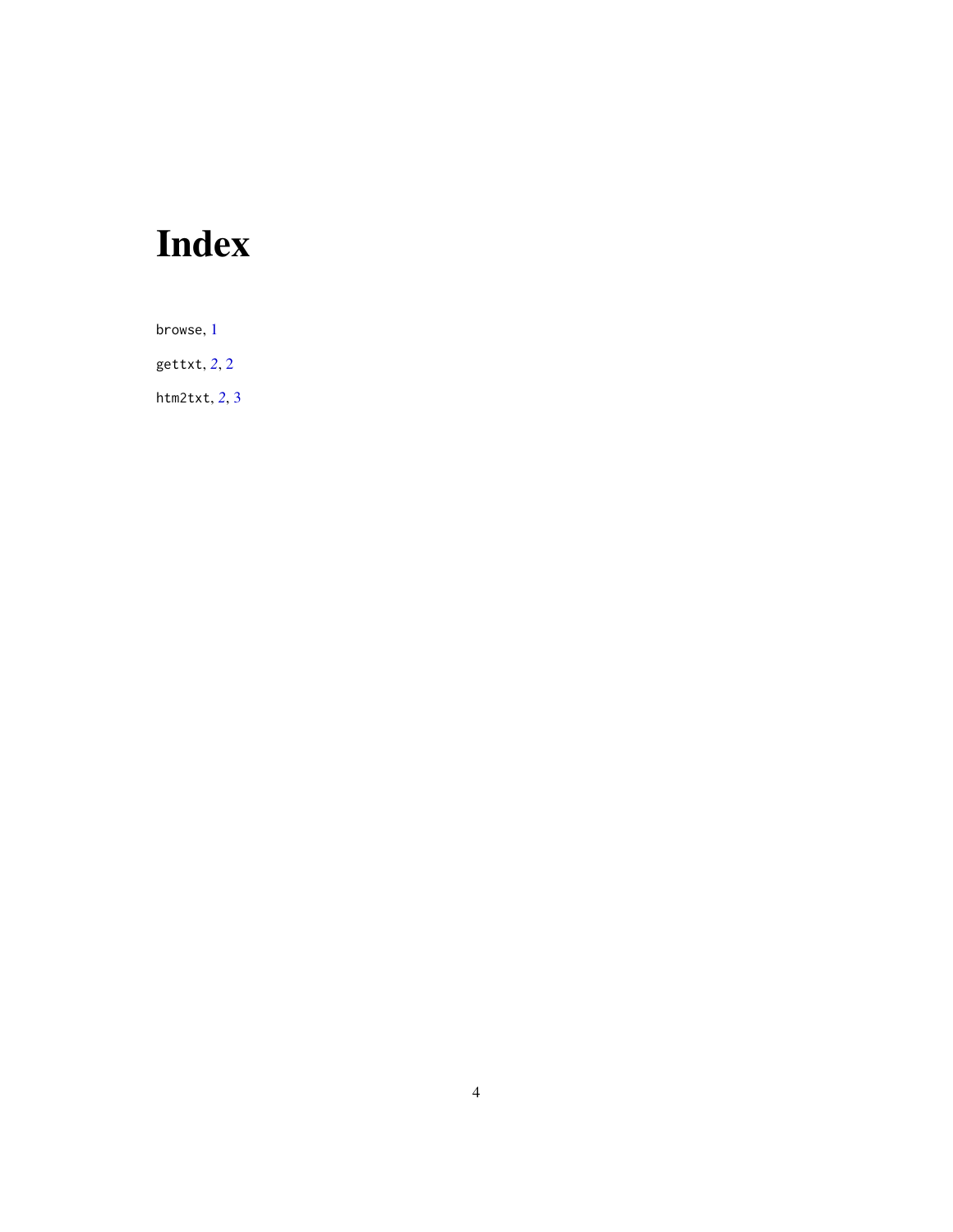# Index

`browse`, 1

`gettxt`, *2*, 2

`htm2txt`, *2*, 3